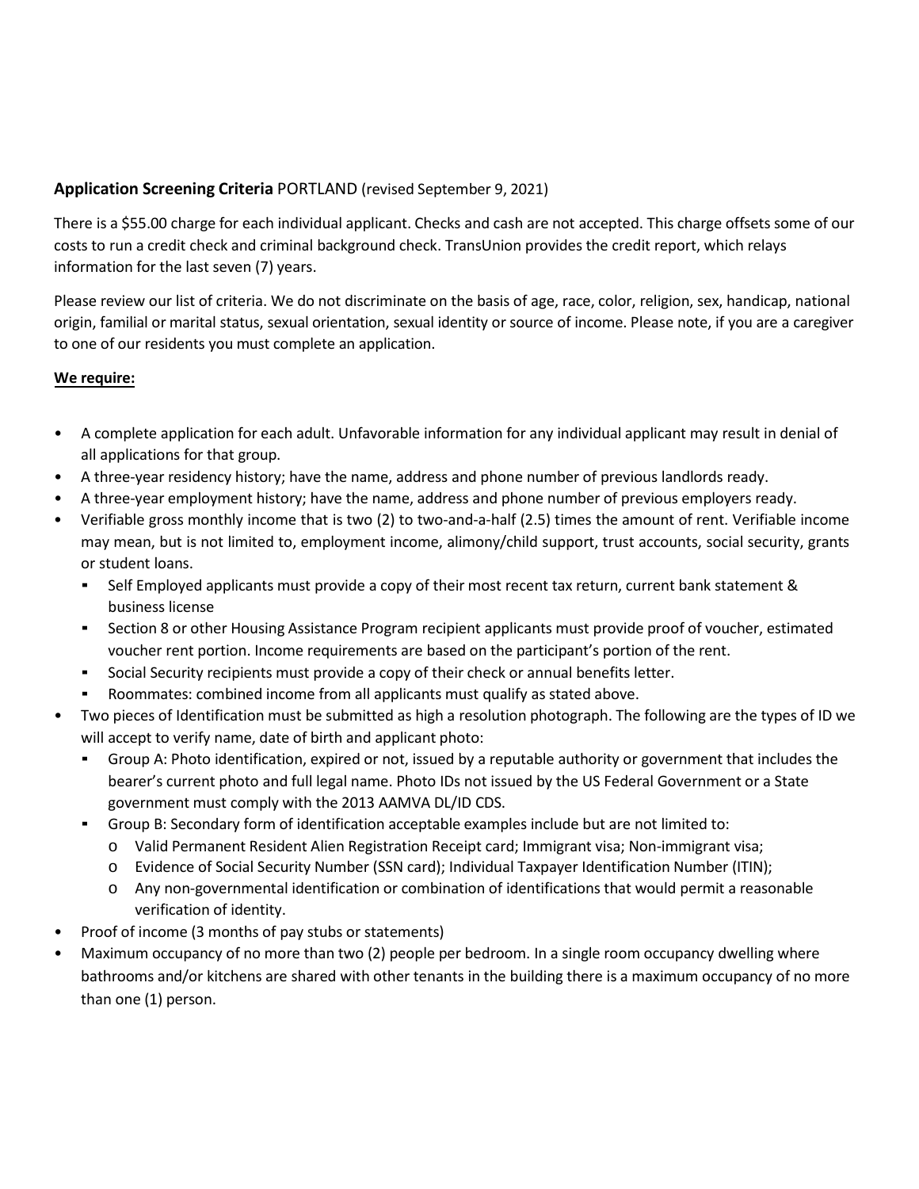**Application Screening Criteria** PORTLAND (revised September 9, 2021)

There is a $55.00 charge for each individual applicant. Checks and cash are not accepted. This charge offsets some of our costs to run a credit check and criminal background check. TransUnion provides the credit report, which relays information for the last seven (7) years.

Please review our list of criteria. We do not discriminate on the basis of age, race, color, religion, sex, handicap, national origin, familial or marital status, sexual orientation, sexual identity or source of income. Please note, if you are a caregiver to one of our residents you must complete an application.

**We require:**

- A complete application for each adult. Unfavorable information for any individual applicant may result in denial of all applications for that group.
- A three-year residency history; have the name, address and phone number of previous landlords ready.
- A three-year employment history; have the name, address and phone number of previous employers ready.
- Verifiable gross monthly income that is two (2) to two-and-a-half (2.5) times the amount of rent. Verifiable income may mean, but is not limited to, employment income, alimony/child support, trust accounts, social security, grants or student loans.
  - Self Employed applicants must provide a copy of their most recent tax return, current bank statement & business license
  - Section 8 or other Housing Assistance Program recipient applicants must provide proof of voucher, estimated voucher rent portion. Income requirements are based on the participant's portion of the rent.
  - Social Security recipients must provide a copy of their check or annual benefits letter.
  - Roommates: combined income from all applicants must qualify as stated above.
- Two pieces of Identification must be submitted as high a resolution photograph. The following are the types of ID we will accept to verify name, date of birth and applicant photo:
  - Group A: Photo identification, expired or not, issued by a reputable authority or government that includes the bearer's current photo and full legal name. Photo IDs not issued by the US Federal Government or a State government must comply with the 2013 AAMVA DL/ID CDS.
  - Group B: Secondary form of identification acceptable examples include but are not limited to:
    - Valid Permanent Resident Alien Registration Receipt card; Immigrant visa; Non-immigrant visa;
    - Evidence of Social Security Number (SSN card); Individual Taxpayer Identification Number (ITIN);
    - Any non-governmental identification or combination of identifications that would permit a reasonable verification of identity.
- Proof of income (3 months of pay stubs or statements)
- Maximum occupancy of no more than two (2) people per bedroom. In a single room occupancy dwelling where bathrooms and/or kitchens are shared with other tenants in the building there is a maximum occupancy of no more than one (1) person.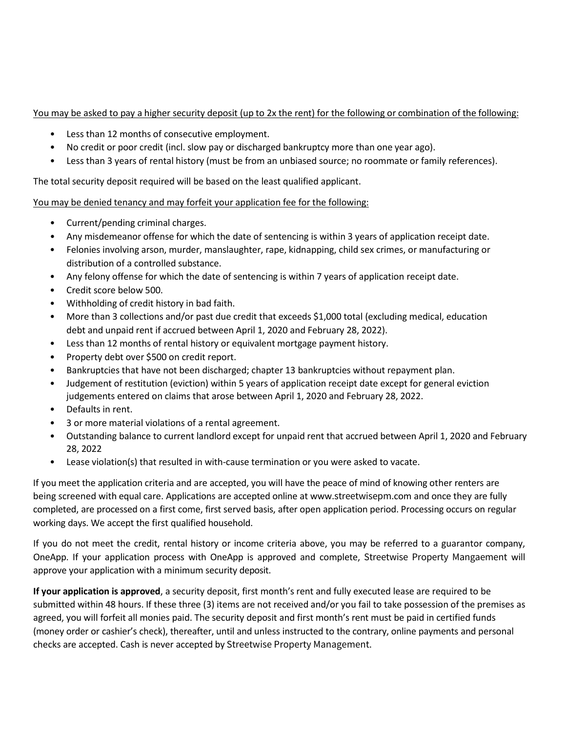<u>You may be asked to pay a higher security deposit (up to 2x the rent) for the following or combination of the following:</u>

- Less than 12 months of consecutive employment.
- No credit or poor credit (incl. slow pay or discharged bankruptcy more than one year ago).
- Less than 3 years of rental history (must be from an unbiased source; no roommate or family references).

The total security deposit required will be based on the least qualified applicant.

<u>You may be denied tenancy and may forfeit your application fee for the following:</u>

- Current/pending criminal charges.
- Any misdemeanor offense for which the date of sentencing is within 3 years of application receipt date.
- Felonies involving arson, murder, manslaughter, rape, kidnapping, child sex crimes, or manufacturing or distribution of a controlled substance.
- Any felony offense for which the date of sentencing is within 7 years of application receipt date.
- Credit score below 500.
- Withholding of credit history in bad faith.
- More than 3 collections and/or past due credit that exceeds $1,000 total (excluding medical, education debt and unpaid rent if accrued between April 1, 2020 and February 28, 2022).
- Less than 12 months of rental history or equivalent mortgage payment history.
- Property debt over $500 on credit report.
- Bankruptcies that have not been discharged; chapter 13 bankruptcies without repayment plan.
- Judgement of restitution (eviction) within 5 years of application receipt date except for general eviction judgements entered on claims that arose between April 1, 2020 and February 28, 2022.
- Defaults in rent.
- 3 or more material violations of a rental agreement.
- Outstanding balance to current landlord except for unpaid rent that accrued between April 1, 2020 and February 28, 2022
- Lease violation(s) that resulted in with-cause termination or you were asked to vacate.

If you meet the application criteria and are accepted, you will have the peace of mind of knowing other renters are being screened with equal care. Applications are accepted online at www.streetwisepm.com and once they are fully completed, are processed on a first come, first served basis, after open application period. Processing occurs on regular working days. We accept the first qualified household.

If you do not meet the credit, rental history or income criteria above, you may be referred to a guarantor company, OneApp. If your application process with OneApp is approved and complete, Streetwise Property Mangaement will approve your application with a minimum security deposit.

**If your application is approved**, a security deposit, first month's rent and fully executed lease are required to be submitted within 48 hours. If these three (3) items are not received and/or you fail to take possession of the premises as agreed, you will forfeit all monies paid. The security deposit and first month's rent must be paid in certified funds (money order or cashier's check), thereafter, until and unless instructed to the contrary, online payments and personal checks are accepted. Cash is never accepted by Streetwise Property Management.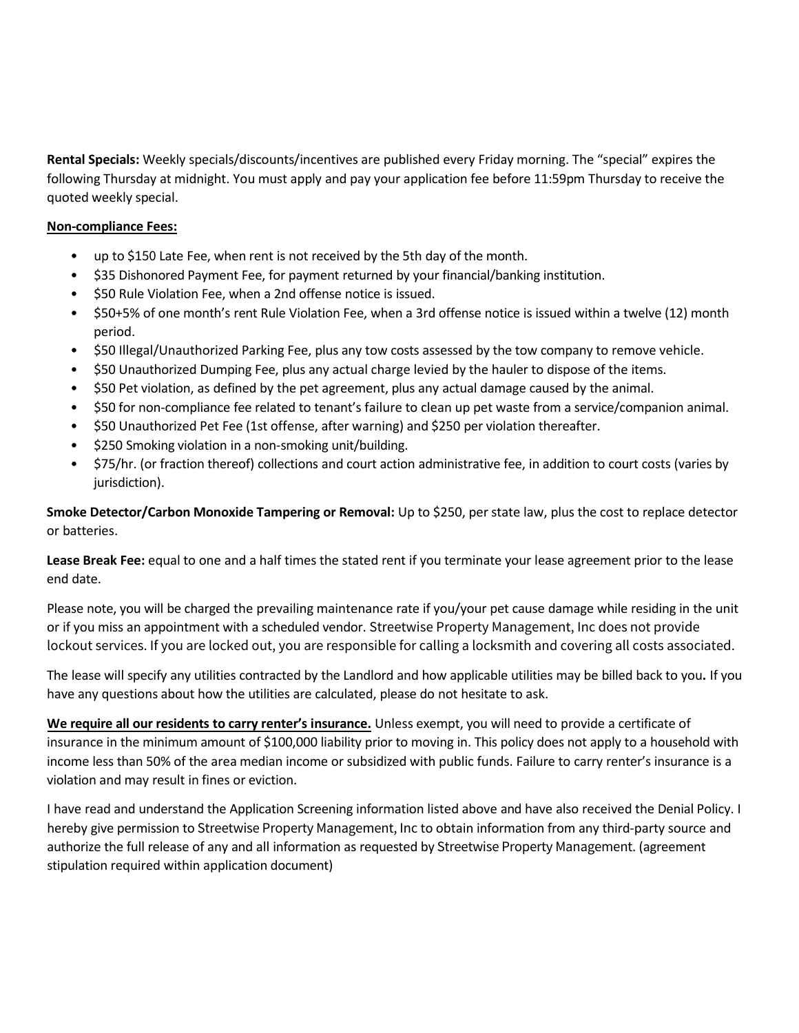**Rental Specials:** Weekly specials/discounts/incentives are published every Friday morning. The "special" expires the following Thursday at midnight. You must apply and pay your application fee before 11:59pm Thursday to receive the quoted weekly special.

**Non-compliance Fees:**

- up to $150 Late Fee, when rent is not received by the 5th day of the month.
- $35 Dishonored Payment Fee, for payment returned by your financial/banking institution.
- $50 Rule Violation Fee, when a 2nd offense notice is issued.
- $50+5% of one month's rent Rule Violation Fee, when a 3rd offense notice is issued within a twelve (12) month period.
- $50 Illegal/Unauthorized Parking Fee, plus any tow costs assessed by the tow company to remove vehicle.
- $50 Unauthorized Dumping Fee, plus any actual charge levied by the hauler to dispose of the items.
- $50 Pet violation, as defined by the pet agreement, plus any actual damage caused by the animal.
- $50 for non-compliance fee related to tenant's failure to clean up pet waste from a service/companion animal.
- $50 Unauthorized Pet Fee (1st offense, after warning) and $250 per violation thereafter.
- $250 Smoking violation in a non-smoking unit/building.
- $75/hr. (or fraction thereof) collections and court action administrative fee, in addition to court costs (varies by jurisdiction).

**Smoke Detector/Carbon Monoxide Tampering or Removal:** Up to $250, per state law, plus the cost to replace detector or batteries.

**Lease Break Fee:** equal to one and a half times the stated rent if you terminate your lease agreement prior to the lease end date.

Please note, you will be charged the prevailing maintenance rate if you/your pet cause damage while residing in the unit or if you miss an appointment with a scheduled vendor. Streetwise Property Management, Inc does not provide lockout services. If you are locked out, you are responsible for calling a locksmith and covering all costs associated.

The lease will specify any utilities contracted by the Landlord and how applicable utilities may be billed back to you**.** If you have any questions about how the utilities are calculated, please do not hesitate to ask.

**We require all our residents to carry renter's insurance.** Unless exempt, you will need to provide a certificate of insurance in the minimum amount of $100,000 liability prior to moving in. This policy does not apply to a household with income less than 50% of the area median income or subsidized with public funds. Failure to carry renter's insurance is a violation and may result in fines or eviction.

I have read and understand the Application Screening information listed above and have also received the Denial Policy. I hereby give permission to Streetwise Property Management, Inc to obtain information from any third-party source and authorize the full release of any and all information as requested by Streetwise Property Management. (agreement stipulation required within application document)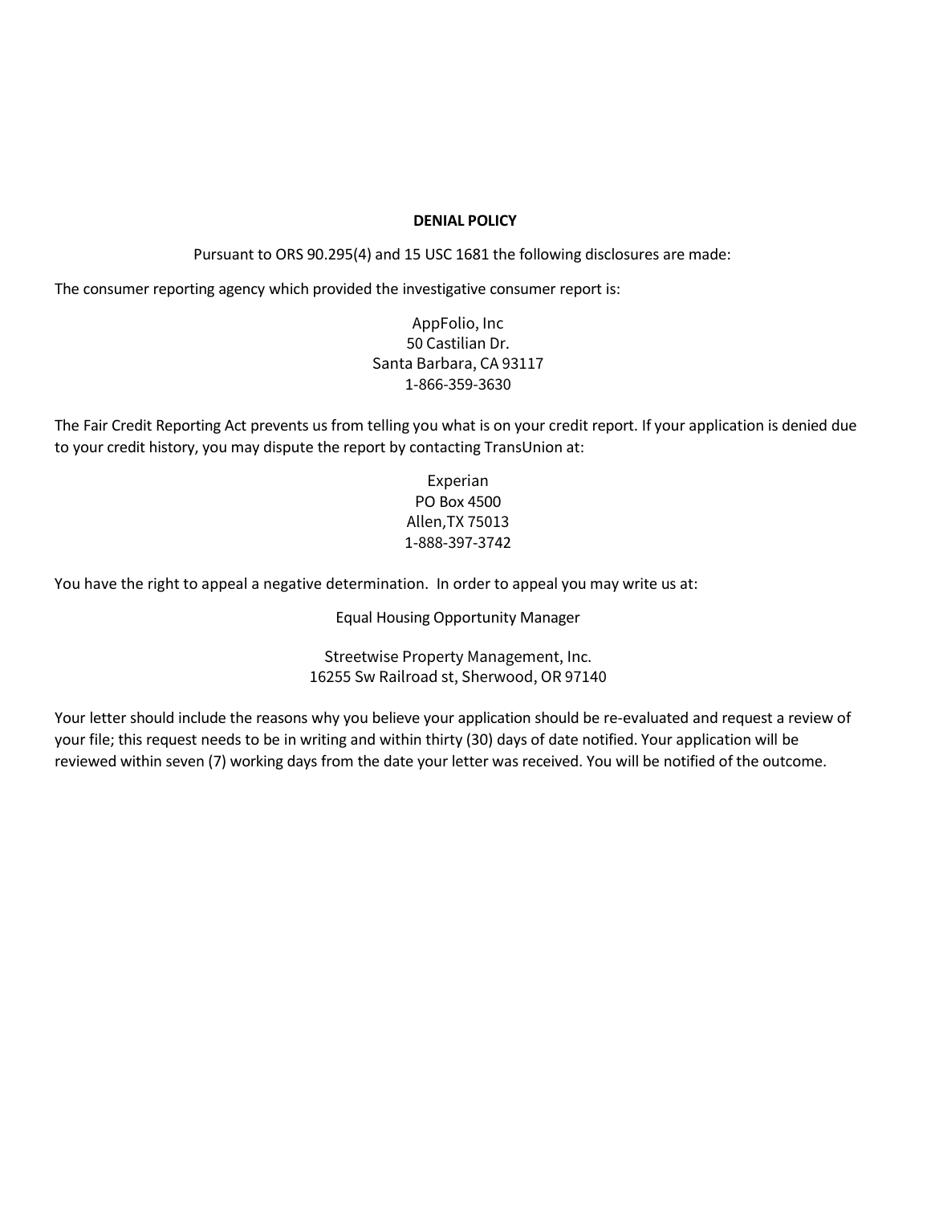## DENIAL POLICY

Pursuant to ORS 90.295(4) and 15 USC 1681 the following disclosures are made:

The consumer reporting agency which provided the investigative consumer report is:

AppFolio, Inc
50 Castilian Dr.
Santa Barbara, CA 93117
1-866-359-3630

The Fair Credit Reporting Act prevents us from telling you what is on your credit report. If your application is denied due to your credit history, you may dispute the report by contacting TransUnion at:

Experian
PO Box 4500
Allen,TX 75013
1-888-397-3742

You have the right to appeal a negative determination. In order to appeal you may write us at:

Equal Housing Opportunity Manager

Streetwise Property Management, Inc.
16255 Sw Railroad st, Sherwood, OR 97140

Your letter should include the reasons why you believe your application should be re-evaluated and request a review of your file; this request needs to be in writing and within thirty (30) days of date notified. Your application will be reviewed within seven (7) working days from the date your letter was received. You will be notified of the outcome.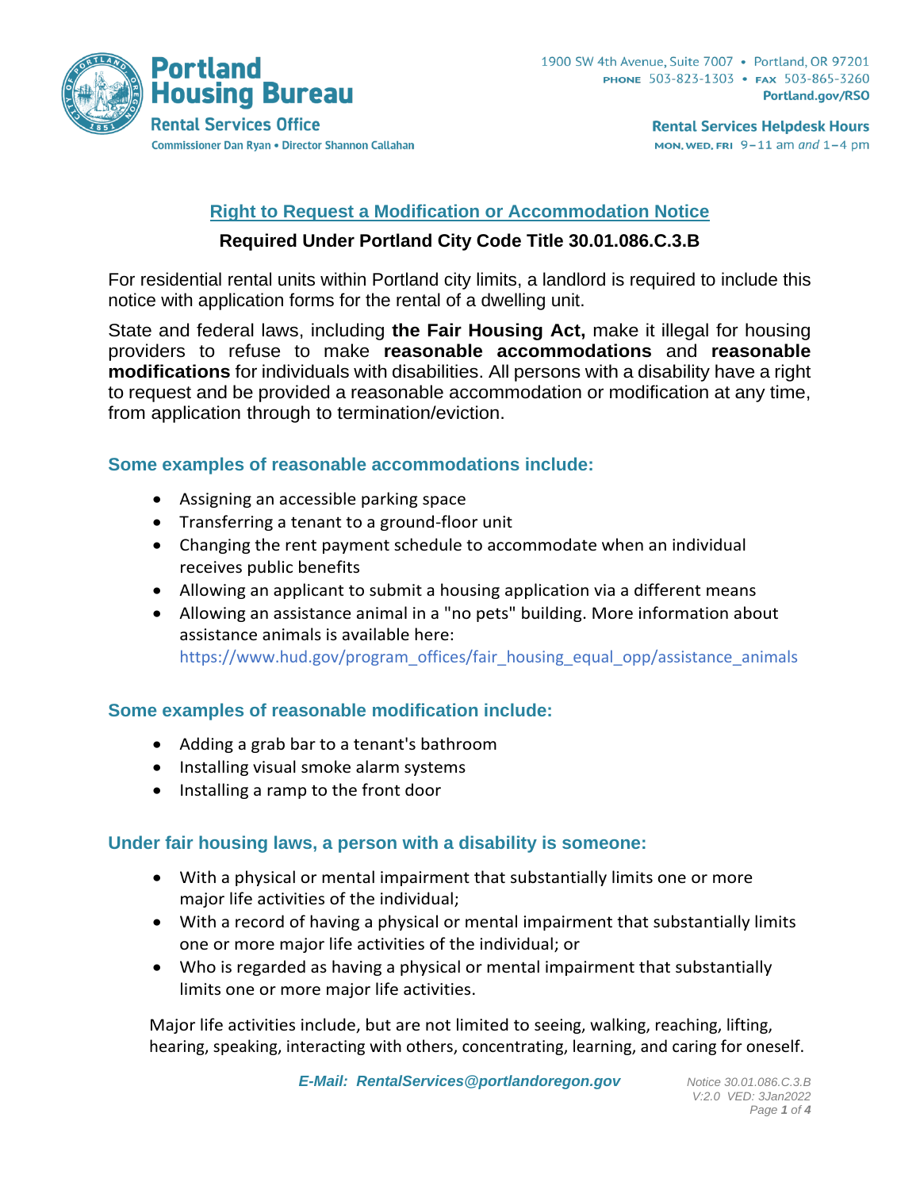**Portland Housing Bureau**
**Rental Services Office**
Commissioner Dan Ryan • Director Shannon Callahan

1900 SW 4th Avenue, Suite 7007 • Portland, OR 97201
PHONE 503-823-1303 • FAX 503-865-3260
Portland.gov/RSO

**Rental Services Helpdesk Hours**
MON, WED, FRI 9–11 am *and* 1–4 pm

# Right to Request a Modification or Accommodation Notice

**Required Under Portland City Code Title 30.01.086.C.3.B**

For residential rental units within Portland city limits, a landlord is required to include this notice with application forms for the rental of a dwelling unit.

State and federal laws, including **the Fair Housing Act,** make it illegal for housing providers to refuse to make **reasonable accommodations** and **reasonable modifications** for individuals with disabilities. All persons with a disability have a right to request and be provided a reasonable accommodation or modification at any time, from application through to termination/eviction.

## Some examples of reasonable accommodations include:

- Assigning an accessible parking space
- Transferring a tenant to a ground-floor unit
- Changing the rent payment schedule to accommodate when an individual receives public benefits
- Allowing an applicant to submit a housing application via a different means
- Allowing an assistance animal in a "no pets" building. More information about assistance animals is available here: https://www.hud.gov/program_offices/fair_housing_equal_opp/assistance_animals

## Some examples of reasonable modification include:

- Adding a grab bar to a tenant's bathroom
- Installing visual smoke alarm systems
- Installing a ramp to the front door

## Under fair housing laws, a person with a disability is someone:

- With a physical or mental impairment that substantially limits one or more major life activities of the individual;
- With a record of having a physical or mental impairment that substantially limits one or more major life activities of the individual; or
- Who is regarded as having a physical or mental impairment that substantially limits one or more major life activities.

Major life activities include, but are not limited to seeing, walking, reaching, lifting, hearing, speaking, interacting with others, concentrating, learning, and caring for oneself.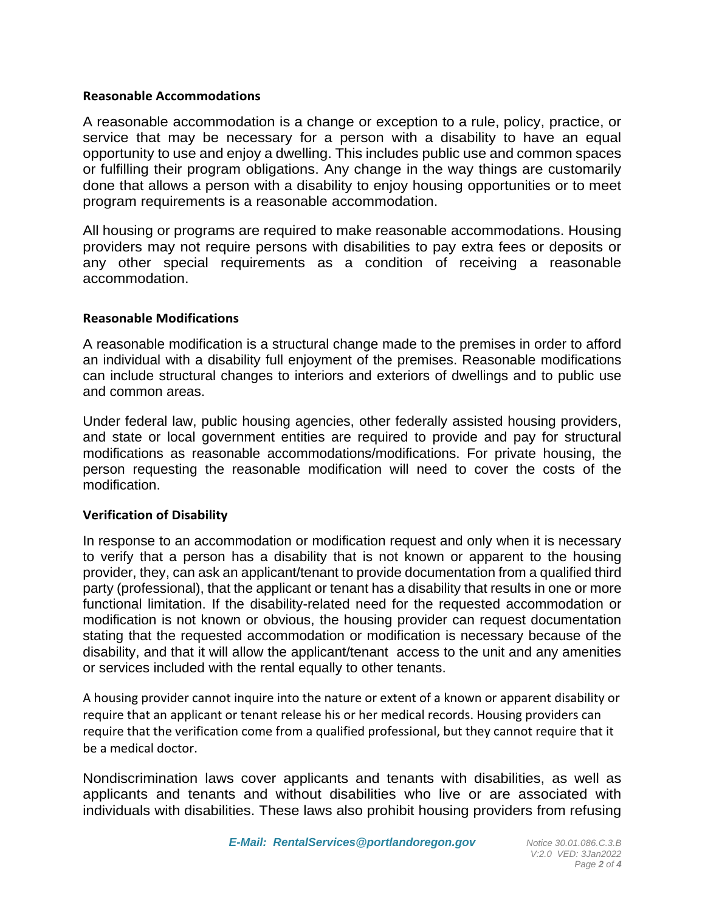**Reasonable Accommodations**

A reasonable accommodation is a change or exception to a rule, policy, practice, or service that may be necessary for a person with a disability to have an equal opportunity to use and enjoy a dwelling. This includes public use and common spaces or fulfilling their program obligations. Any change in the way things are customarily done that allows a person with a disability to enjoy housing opportunities or to meet program requirements is a reasonable accommodation.

All housing or programs are required to make reasonable accommodations. Housing providers may not require persons with disabilities to pay extra fees or deposits or any other special requirements as a condition of receiving a reasonable accommodation.

**Reasonable Modifications**

A reasonable modification is a structural change made to the premises in order to afford an individual with a disability full enjoyment of the premises. Reasonable modifications can include structural changes to interiors and exteriors of dwellings and to public use and common areas.

Under federal law, public housing agencies, other federally assisted housing providers, and state or local government entities are required to provide and pay for structural modifications as reasonable accommodations/modifications. For private housing, the person requesting the reasonable modification will need to cover the costs of the modification.

**Verification of Disability**

In response to an accommodation or modification request and only when it is necessary to verify that a person has a disability that is not known or apparent to the housing provider, they, can ask an applicant/tenant to provide documentation from a qualified third party (professional), that the applicant or tenant has a disability that results in one or more functional limitation. If the disability-related need for the requested accommodation or modification is not known or obvious, the housing provider can request documentation stating that the requested accommodation or modification is necessary because of the disability, and that it will allow the applicant/tenant access to the unit and any amenities or services included with the rental equally to other tenants.

A housing provider cannot inquire into the nature or extent of a known or apparent disability or require that an applicant or tenant release his or her medical records. Housing providers can require that the verification come from a qualified professional, but they cannot require that it be a medical doctor.

Nondiscrimination laws cover applicants and tenants with disabilities, as well as applicants and tenants and without disabilities who live or are associated with individuals with disabilities. These laws also prohibit housing providers from refusing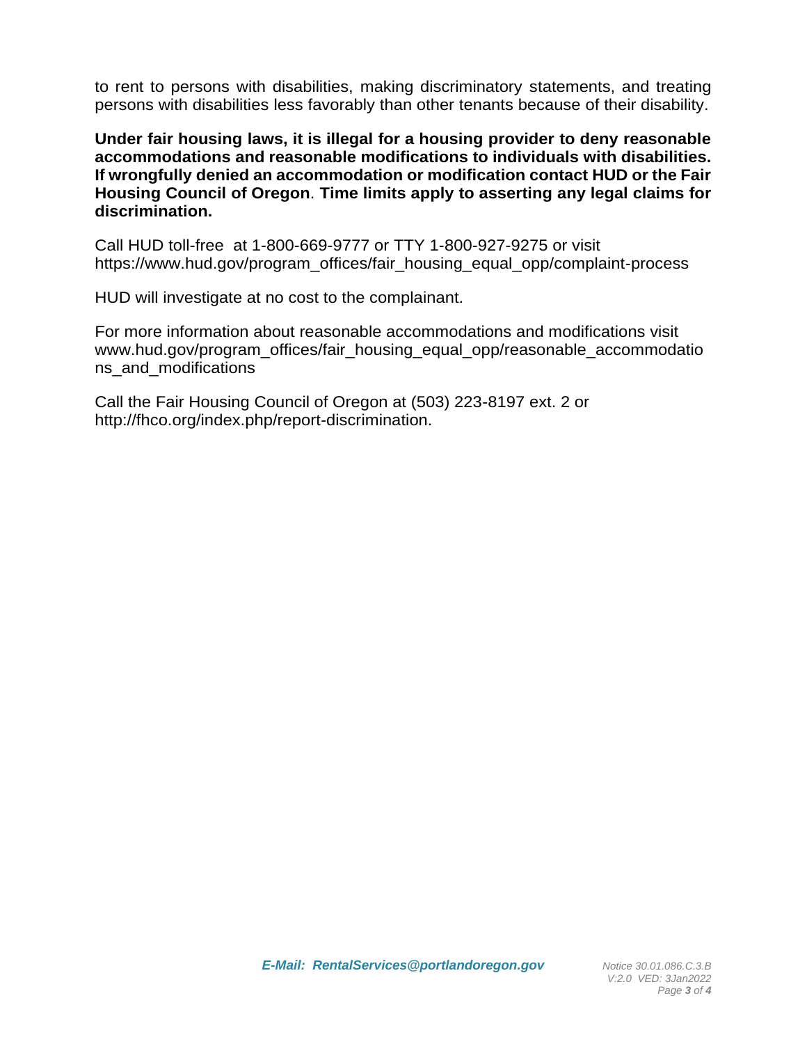to rent to persons with disabilities, making discriminatory statements, and treating persons with disabilities less favorably than other tenants because of their disability.

**Under fair housing laws, it is illegal for a housing provider to deny reasonable accommodations and reasonable modifications to individuals with disabilities. If wrongfully denied an accommodation or modification contact HUD or the Fair Housing Council of Oregon. Time limits apply to asserting any legal claims for discrimination.**

Call HUD toll-free at 1-800-669-9777 or TTY 1-800-927-9275 or visit https://www.hud.gov/program_offices/fair_housing_equal_opp/complaint-process

HUD will investigate at no cost to the complainant.

For more information about reasonable accommodations and modifications visit www.hud.gov/program_offices/fair_housing_equal_opp/reasonable_accommodations_and_modifications

Call the Fair Housing Council of Oregon at (503) 223-8197 ext. 2 or http://fhco.org/index.php/report-discrimination.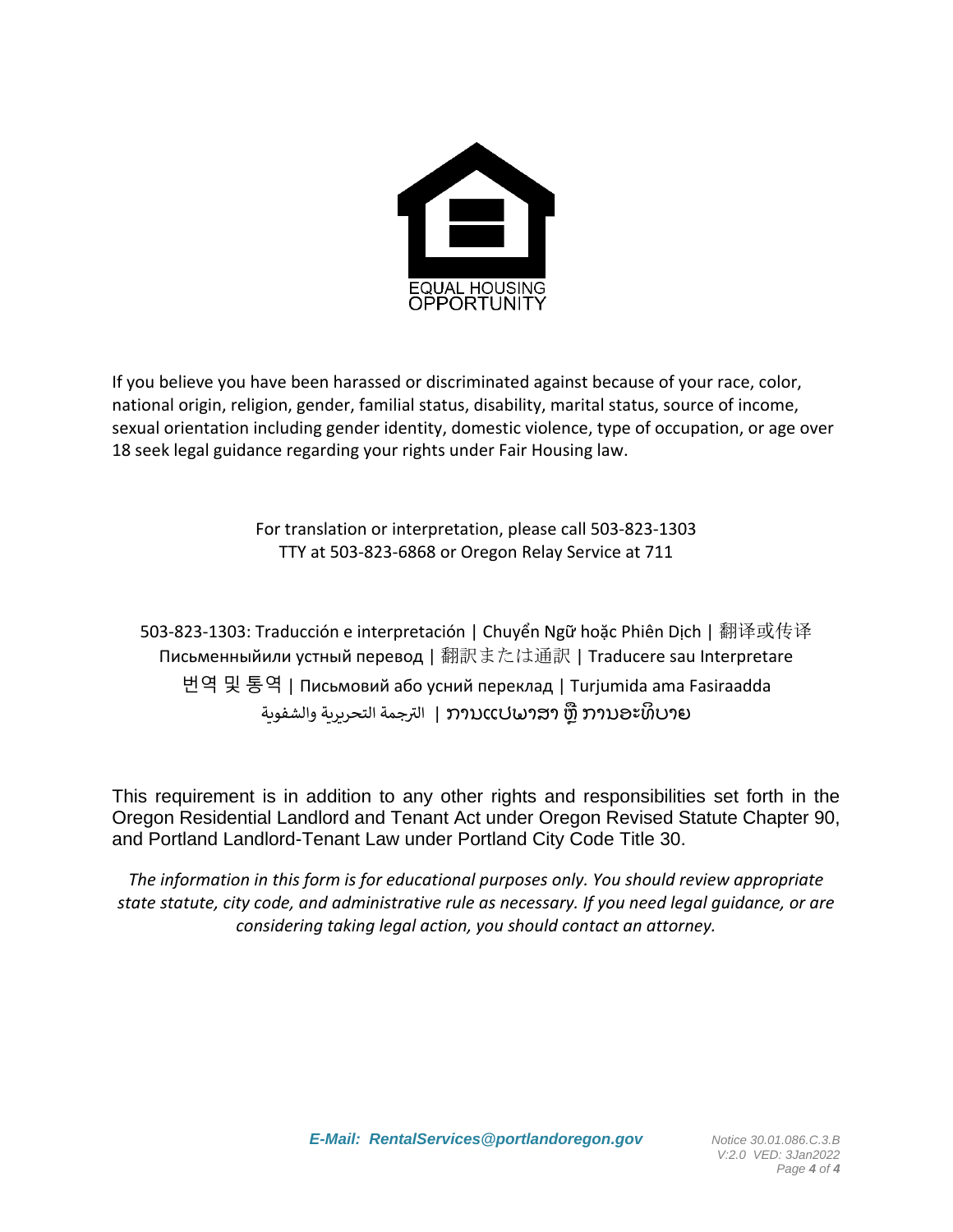EQUAL HOUSING
OPPORTUNITY

If you believe you have been harassed or discriminated against because of your race, color, national origin, religion, gender, familial status, disability, marital status, source of income, sexual orientation including gender identity, domestic violence, type of occupation, or age over 18 seek legal guidance regarding your rights under Fair Housing law.

For translation or interpretation, please call 503-823-1303
TTY at 503-823-6868 or Oregon Relay Service at 711

503-823-1303: Traducción e interpretación | Chuyển Ngữ hoặc Phiên Dịch | 翻译或传译
Письменныйили устный перевод | 翻訳または通訳 | Traducere sau Interpretare
번역 및 통역 | Письмовий або усний переклад | Turjumida ama Fasiraadda
الترجمة التحريرية والشفوية | ການແປພາສາ ຫຼື ການອະທິບາຍ

This requirement is in addition to any other rights and responsibilities set forth in the Oregon Residential Landlord and Tenant Act under Oregon Revised Statute Chapter 90, and Portland Landlord-Tenant Law under Portland City Code Title 30.

*The information in this form is for educational purposes only. You should review appropriate state statute, city code, and administrative rule as necessary. If you need legal guidance, or are considering taking legal action, you should contact an attorney.*

***E-Mail: RentalServices@portlandoregon.gov***

*Notice 30.01.086.C.3.B*
*V:2.0 VED: 3Jan2022*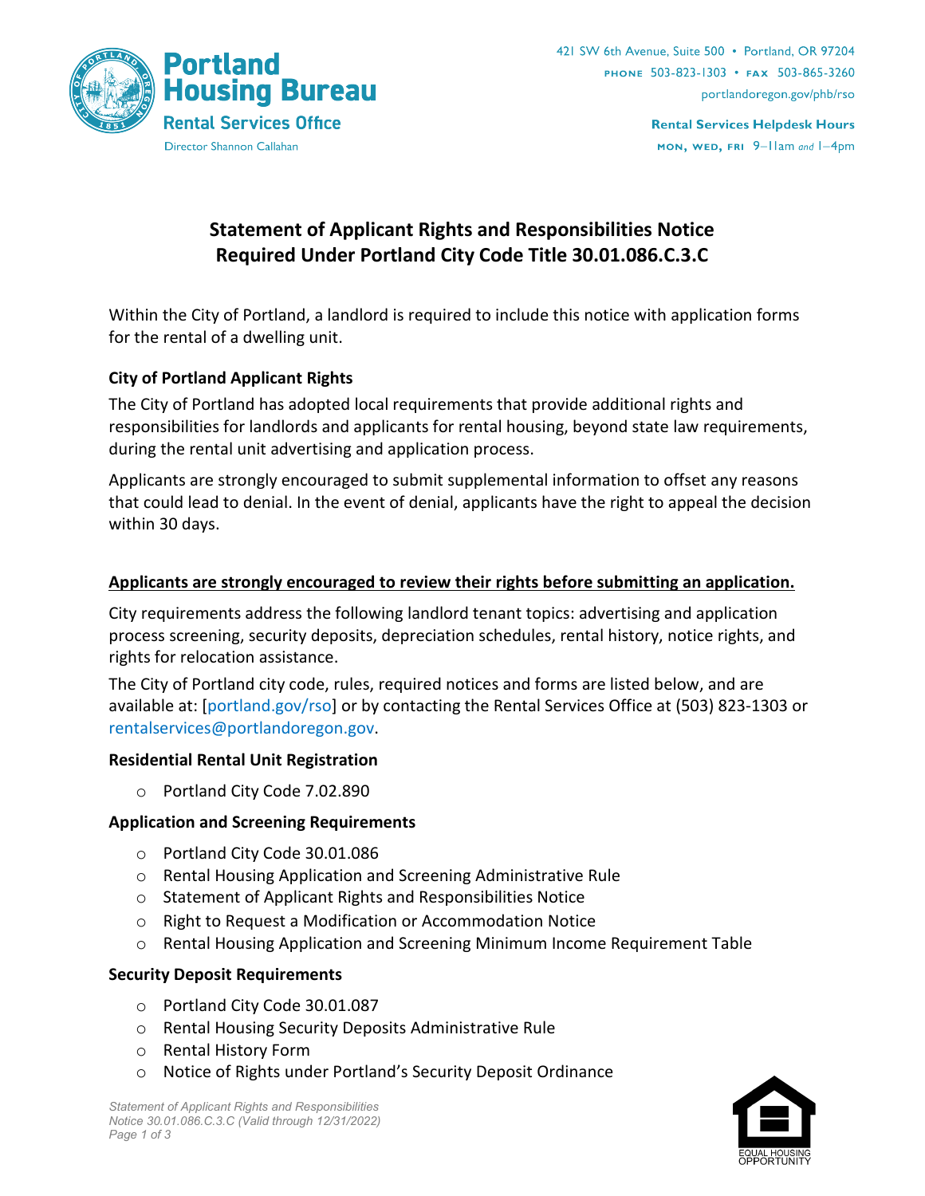Portland Housing Bureau
Rental Services Office
Director Shannon Callahan

421 SW 6th Avenue, Suite 500 • Portland, OR 97204
PHONE 503-823-1303 • FAX 503-865-3260
portlandoregon.gov/phb/rso

Rental Services Helpdesk Hours
MON, WED, FRI 9–11am and 1–4pm

# Statement of Applicant Rights and Responsibilities Notice Required Under Portland City Code Title 30.01.086.C.3.C

Within the City of Portland, a landlord is required to include this notice with application forms for the rental of a dwelling unit.

### City of Portland Applicant Rights

The City of Portland has adopted local requirements that provide additional rights and responsibilities for landlords and applicants for rental housing, beyond state law requirements, during the rental unit advertising and application process.

Applicants are strongly encouraged to submit supplemental information to offset any reasons that could lead to denial. In the event of denial, applicants have the right to appeal the decision within 30 days.

**Applicants are strongly encouraged to review their rights before submitting an application.**

City requirements address the following landlord tenant topics: advertising and application process screening, security deposits, depreciation schedules, rental history, notice rights, and rights for relocation assistance.

The City of Portland city code, rules, required notices and forms are listed below, and are available at: [portland.gov/rso] or by contacting the Rental Services Office at (503) 823-1303 or rentalservices@portlandoregon.gov.

### Residential Rental Unit Registration

- Portland City Code 7.02.890

### Application and Screening Requirements

- Portland City Code 30.01.086
- Rental Housing Application and Screening Administrative Rule
- Statement of Applicant Rights and Responsibilities Notice
- Right to Request a Modification or Accommodation Notice
- Rental Housing Application and Screening Minimum Income Requirement Table

### Security Deposit Requirements

- Portland City Code 30.01.087
- Rental Housing Security Deposits Administrative Rule
- Rental History Form
- Notice of Rights under Portland's Security Deposit Ordinance

*Statement of Applicant Rights and Responsibilities Notice 30.01.086.C.3.C (Valid through 12/31/2022)*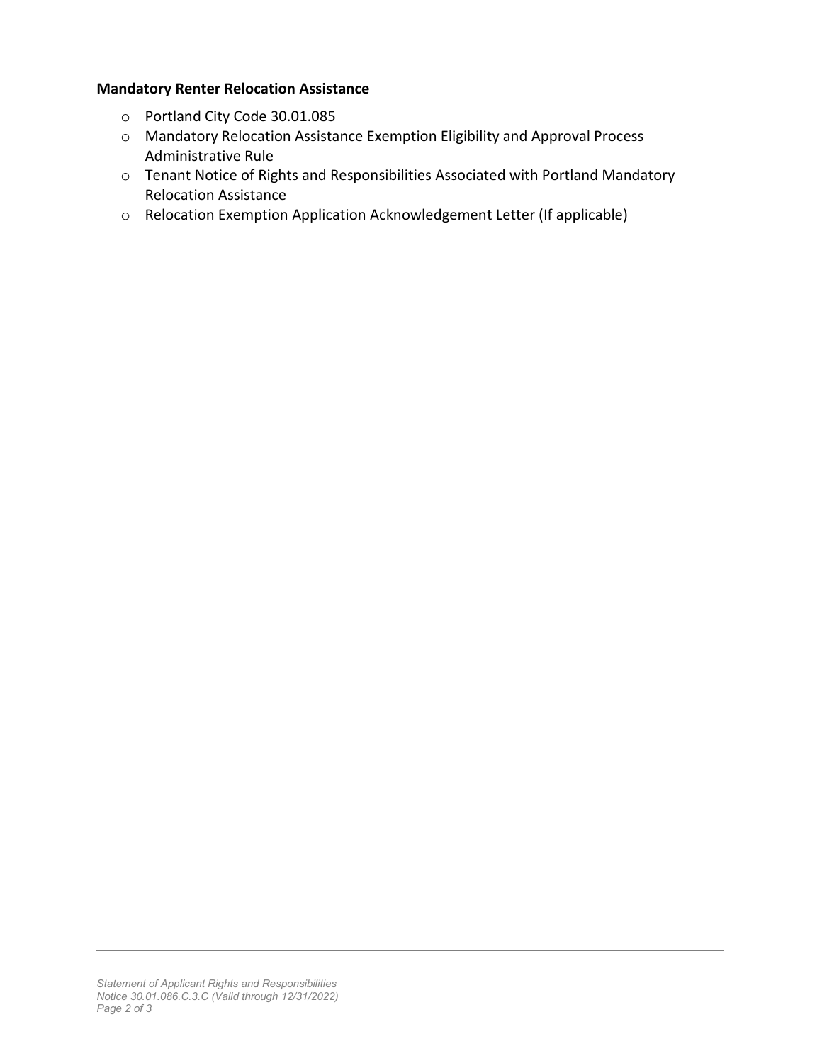**Mandatory Renter Relocation Assistance**

- Portland City Code 30.01.085
- Mandatory Relocation Assistance Exemption Eligibility and Approval Process Administrative Rule
- Tenant Notice of Rights and Responsibilities Associated with Portland Mandatory Relocation Assistance
- Relocation Exemption Application Acknowledgement Letter (If applicable)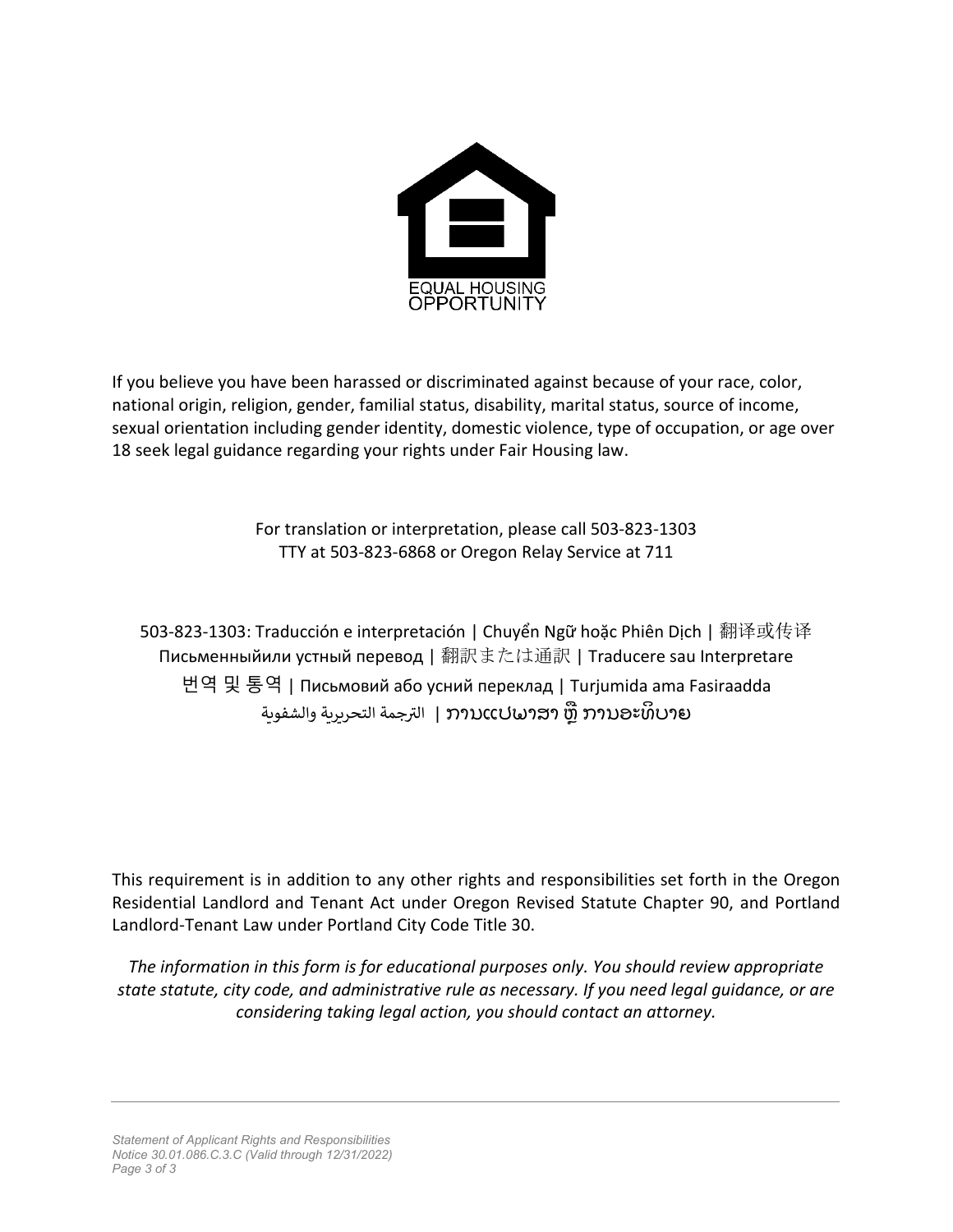EQUAL HOUSING
OPPORTUNITY

If you believe you have been harassed or discriminated against because of your race, color, national origin, religion, gender, familial status, disability, marital status, source of income, sexual orientation including gender identity, domestic violence, type of occupation, or age over 18 seek legal guidance regarding your rights under Fair Housing law.

For translation or interpretation, please call 503-823-1303
TTY at 503-823-6868 or Oregon Relay Service at 711

503-823-1303: Traducción e interpretación | Chuyển Ngữ hoặc Phiên Dịch | 翻译或传译
Письменныйили устный перевод | 翻訳または通訳 | Traducere sau Interpretare
번역 및 통역 | Письмовий або усний переклад | Turjumida ama Fasiraadda
الترجمة التحريرية والشفوية | ການແປພາສາ ຫຼື ການອະທິບາຍ

This requirement is in addition to any other rights and responsibilities set forth in the Oregon Residential Landlord and Tenant Act under Oregon Revised Statute Chapter 90, and Portland Landlord-Tenant Law under Portland City Code Title 30.

*The information in this form is for educational purposes only. You should review appropriate state statute, city code, and administrative rule as necessary. If you need legal guidance, or are considering taking legal action, you should contact an attorney.*